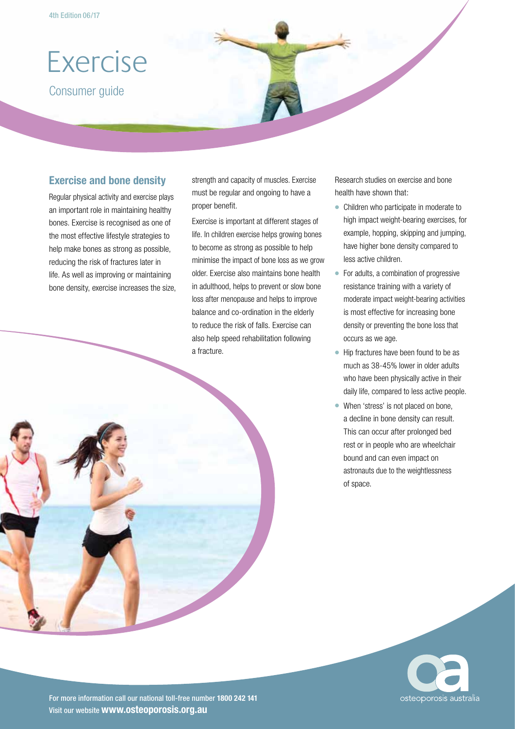4th Edition 06/17

# Exercise

Consumer guide

## Exercise and bone density

Regular physical activity and exercise plays an important role in maintaining healthy bones. Exercise is recognised as one of the most effective lifestyle strategies to help make bones as strong as possible, reducing the risk of fractures later in life. As well as improving or maintaining bone density, exercise increases the size, strength and capacity of muscles. Exercise must be regular and ongoing to have a proper benefit.

Exercise is important at different stages of life. In children exercise helps growing bones to become as strong as possible to help minimise the impact of bone loss as we grow older. Exercise also maintains bone health in adulthood, helps to prevent or slow bone loss after menopause and helps to improve balance and co-ordination in the elderly to reduce the risk of falls. Exercise can also help speed rehabilitation following a fracture.

Research studies on exercise and bone health have shown that:

- Children who participate in moderate to high impact weight-bearing exercises, for example, hopping, skipping and jumping, have higher bone density compared to less active children.
- For adults, a combination of progressive resistance training with a variety of moderate impact weight-bearing activities is most effective for increasing bone density or preventing the bone loss that occurs as we age.
- Hip fractures have been found to be as much as 38-45% lower in older adults who have been physically active in their daily life, compared to less active people.
- When 'stress' is not placed on bone, a decline in bone density can result. This can occur after prolonged bed rest or in people who are wheelchair bound and can even impact on astronauts due to the weightlessness of space.

For more information call our national toll-free number **1800 242 141**
Visit our website **www.osteoporosis.org.au**

osteoporosis australia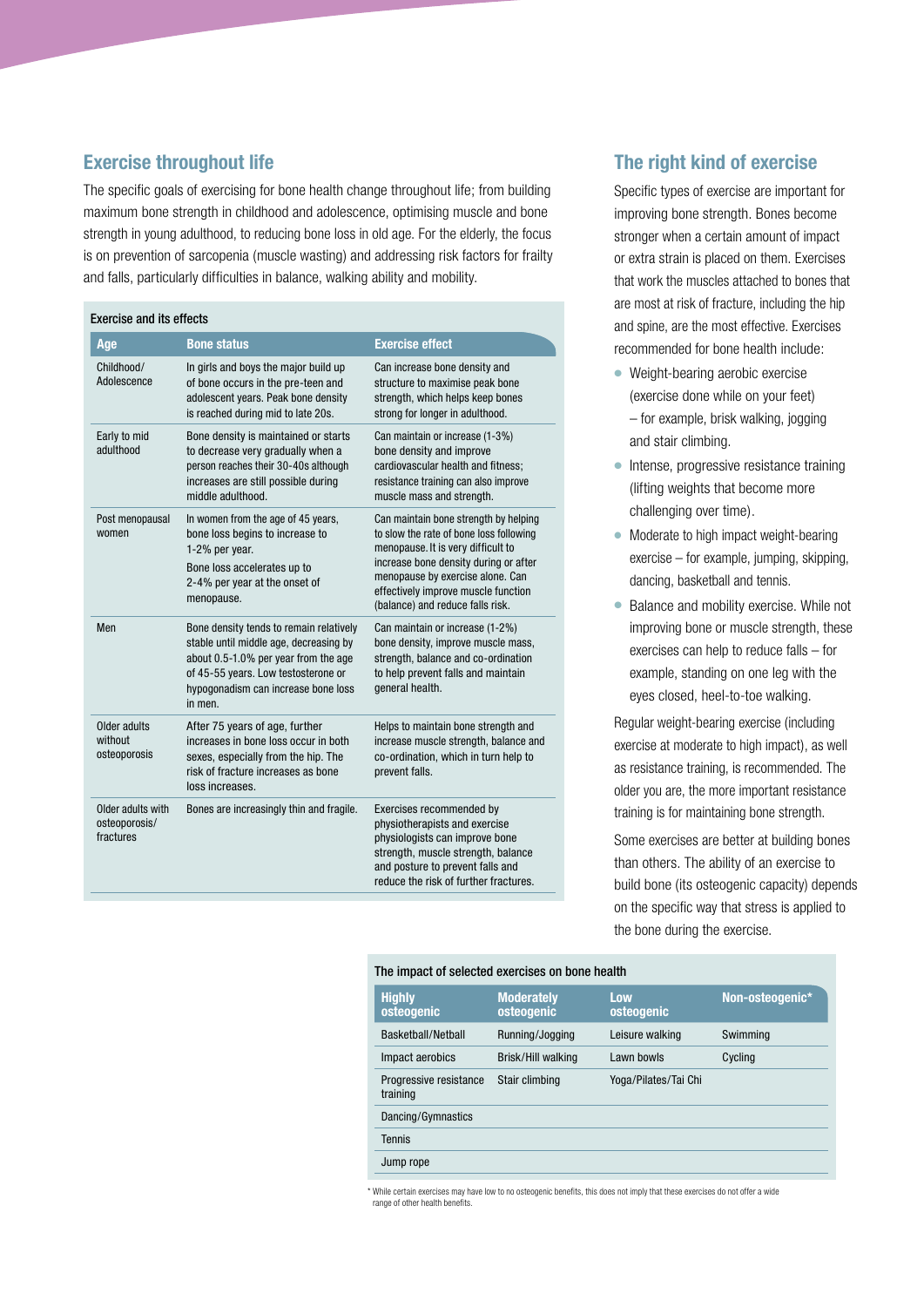## Exercise throughout life

The specific goals of exercising for bone health change throughout life; from building maximum bone strength in childhood and adolescence, optimising muscle and bone strength in young adulthood, to reducing bone loss in old age. For the elderly, the focus is on prevention of sarcopenia (muscle wasting) and addressing risk factors for frailty and falls, particularly difficulties in balance, walking ability and mobility.

**Exercise and its effects**

| Age | Bone status | Exercise effect |
|---|---|---|
| Childhood/ Adolescence | In girls and boys the major build up of bone occurs in the pre-teen and adolescent years. Peak bone density is reached during mid to late 20s. | Can increase bone density and structure to maximise peak bone strength, which helps keep bones strong for longer in adulthood. |
| Early to mid adulthood | Bone density is maintained or starts to decrease very gradually when a person reaches their 30-40s although increases are still possible during middle adulthood. | Can maintain or increase (1-3%) bone density and improve cardiovascular health and fitness; resistance training can also improve muscle mass and strength. |
| Post menopausal women | In women from the age of 45 years, bone loss begins to increase to 1-2% per year. Bone loss accelerates up to 2-4% per year at the onset of menopause. | Can maintain bone strength by helping to slow the rate of bone loss following menopause. It is very difficult to increase bone density during or after menopause by exercise alone. Can effectively improve muscle function (balance) and reduce falls risk. |
| Men | Bone density tends to remain relatively stable until middle age, decreasing by about 0.5-1.0% per year from the age of 45-55 years. Low testosterone or hypogonadism can increase bone loss in men. | Can maintain or increase (1-2%) bone density, improve muscle mass, strength, balance and co-ordination to help prevent falls and maintain general health. |
| Older adults without osteoporosis | After 75 years of age, further increases in bone loss occur in both sexes, especially from the hip. The risk of fracture increases as bone loss increases. | Helps to maintain bone strength and increase muscle strength, balance and co-ordination, which in turn help to prevent falls. |
| Older adults with osteoporosis/ fractures | Bones are increasingly thin and fragile. | Exercises recommended by physiotherapists and exercise physiologists can improve bone strength, muscle strength, balance and posture to prevent falls and reduce the risk of further fractures. |

## The right kind of exercise

Specific types of exercise are important for improving bone strength. Bones become stronger when a certain amount of impact or extra strain is placed on them. Exercises that work the muscles attached to bones that are most at risk of fracture, including the hip and spine, are the most effective. Exercises recommended for bone health include:

- Weight-bearing aerobic exercise (exercise done while on your feet) – for example, brisk walking, jogging and stair climbing.
- Intense, progressive resistance training (lifting weights that become more challenging over time).
- Moderate to high impact weight-bearing exercise – for example, jumping, skipping, dancing, basketball and tennis.
- Balance and mobility exercise. While not improving bone or muscle strength, these exercises can help to reduce falls – for example, standing on one leg with the eyes closed, heel-to-toe walking.

Regular weight-bearing exercise (including exercise at moderate to high impact), as well as resistance training, is recommended. The older you are, the more important resistance training is for maintaining bone strength.

Some exercises are better at building bones than others. The ability of an exercise to build bone (its osteogenic capacity) depends on the specific way that stress is applied to the bone during the exercise.

**The impact of selected exercises on bone health**

| Highly osteogenic | Moderately osteogenic | Low osteogenic | Non-osteogenic* |
|---|---|---|---|
| Basketball/Netball | Running/Jogging | Leisure walking | Swimming |
| Impact aerobics | Brisk/Hill walking | Lawn bowls | Cycling |
| Progressive resistance training | Stair climbing | Yoga/Pilates/Tai Chi | |
| Dancing/Gymnastics | | | |
| Tennis | | | |
| Jump rope | | | |

* While certain exercises may have low to no osteogenic benefits, this does not imply that these exercises do not offer a wide range of other health benefits.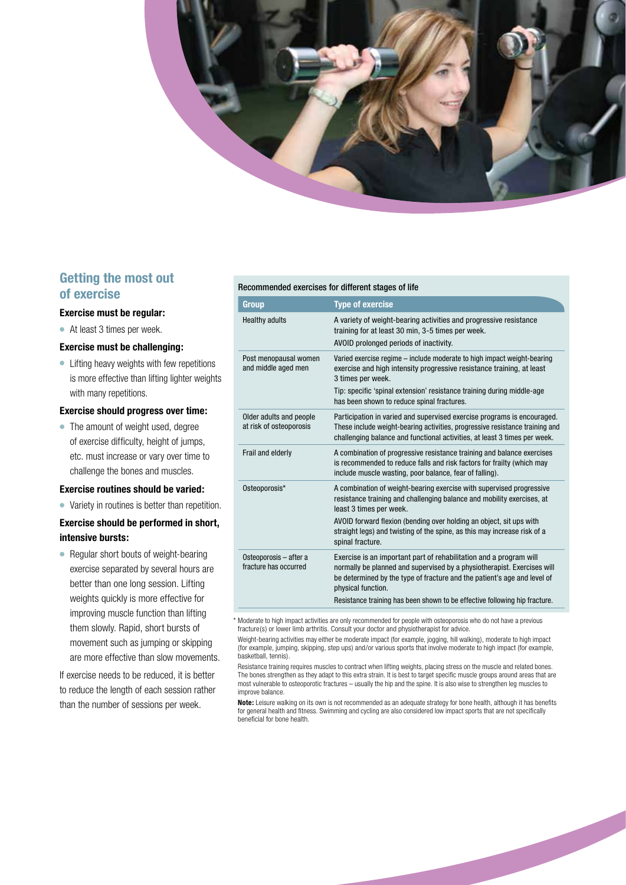## Getting the most out of exercise

**Exercise must be regular:**

- At least 3 times per week.

**Exercise must be challenging:**

- Lifting heavy weights with few repetitions is more effective than lifting lighter weights with many repetitions.

**Exercise should progress over time:**

- The amount of weight used, degree of exercise difficulty, height of jumps, etc. must increase or vary over time to challenge the bones and muscles.

**Exercise routines should be varied:**

- Variety in routines is better than repetition.

**Exercise should be performed in short, intensive bursts:**

- Regular short bouts of weight-bearing exercise separated by several hours are better than one long session. Lifting weights quickly is more effective for improving muscle function than lifting them slowly. Rapid, short bursts of movement such as jumping or skipping are more effective than slow movements.

If exercise needs to be reduced, it is better to reduce the length of each session rather than the number of sessions per week.

Recommended exercises for different stages of life

| Group | Type of exercise |
|---|---|
| Healthy adults | A variety of weight-bearing activities and progressive resistance training for at least 30 min, 3-5 times per week.<br>AVOID prolonged periods of inactivity. |
| Post menopausal women and middle aged men | Varied exercise regime – include moderate to high impact weight-bearing exercise and high intensity progressive resistance training, at least 3 times per week.<br>Tip: specific 'spinal extension' resistance training during middle-age has been shown to reduce spinal fractures. |
| Older adults and people at risk of osteoporosis | Participation in varied and supervised exercise programs is encouraged. These include weight-bearing activities, progressive resistance training and challenging balance and functional activities, at least 3 times per week. |
| Frail and elderly | A combination of progressive resistance training and balance exercises is recommended to reduce falls and risk factors for frailty (which may include muscle wasting, poor balance, fear of falling). |
| Osteoporosis* | A combination of weight-bearing exercise with supervised progressive resistance training and challenging balance and mobility exercises, at least 3 times per week.<br>AVOID forward flexion (bending over holding an object, sit ups with straight legs) and twisting of the spine, as this may increase risk of a spinal fracture. |
| Osteoporosis – after a fracture has occurred | Exercise is an important part of rehabilitation and a program will normally be planned and supervised by a physiotherapist. Exercises will be determined by the type of fracture and the patient's age and level of physical function.<br>Resistance training has been shown to be effective following hip fracture. |

\* Moderate to high impact activities are only recommended for people with osteoporosis who do not have a previous fracture(s) or lower limb arthritis. Consult your doctor and physiotherapist for advice.

Weight-bearing activities may either be moderate impact (for example, jogging, hill walking), moderate to high impact (for example, jumping, skipping, step ups) and/or various sports that involve moderate to high impact (for example, basketball, tennis).

Resistance training requires muscles to contract when lifting weights, placing stress on the muscle and related bones. The bones strengthen as they adapt to this extra strain. It is best to target specific muscle groups around areas that are most vulnerable to osteoporotic fractures – usually the hip and the spine. It is also wise to strengthen leg muscles to improve balance.

**Note:** Leisure walking on its own is not recommended as an adequate strategy for bone health, although it has benefits for general health and fitness. Swimming and cycling are also considered low impact sports that are not specifically beneficial for bone health.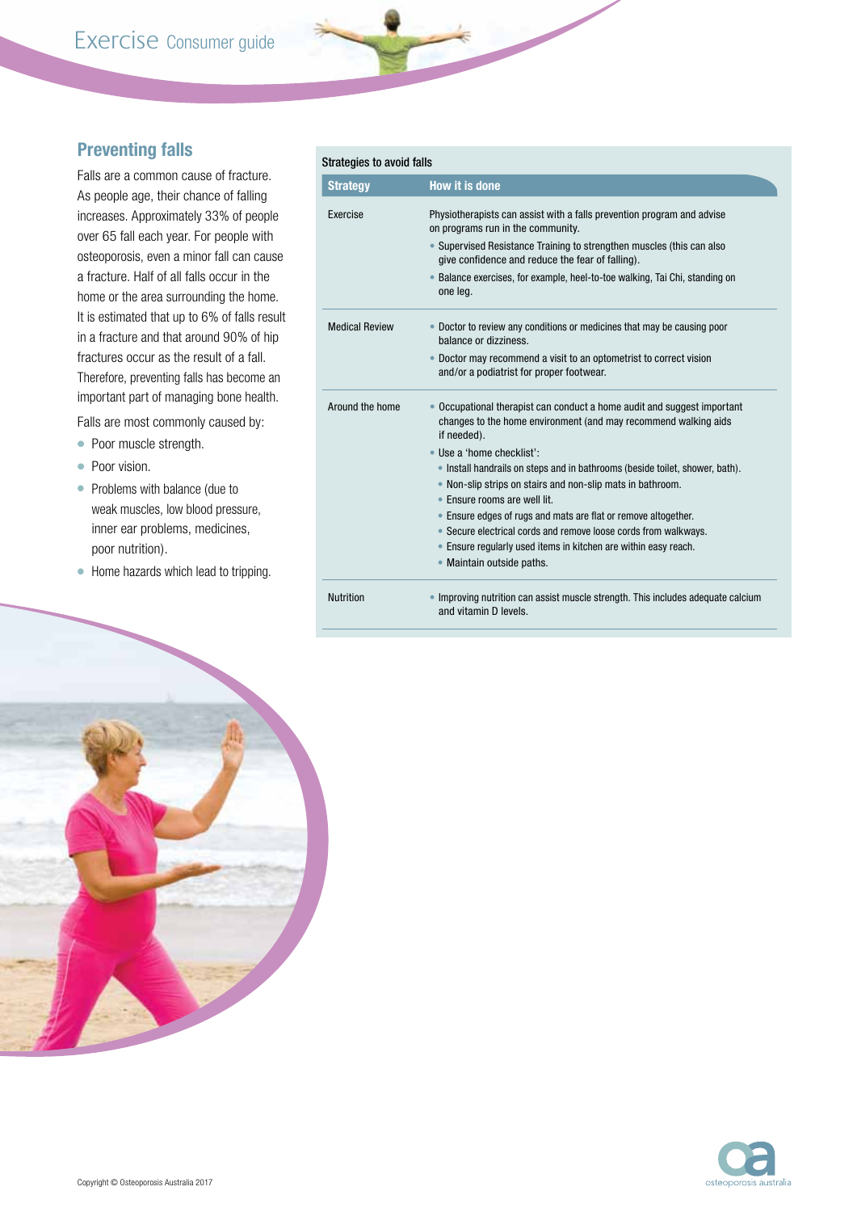## Preventing falls

Falls are a common cause of fracture. As people age, their chance of falling increases. Approximately 33% of people over 65 fall each year. For people with osteoporosis, even a minor fall can cause a fracture. Half of all falls occur in the home or the area surrounding the home. It is estimated that up to 6% of falls result in a fracture and that around 90% of hip fractures occur as the result of a fall. Therefore, preventing falls has become an important part of managing bone health.

Falls are most commonly caused by:

- Poor muscle strength.
- Poor vision.
- Problems with balance (due to weak muscles, low blood pressure, inner ear problems, medicines, poor nutrition).
- Home hazards which lead to tripping.

Strategies to avoid falls

| Strategy | How it is done |
|---|---|
| Exercise | Physiotherapists can assist with a falls prevention program and advise on programs run in the community. • Supervised Resistance Training to strengthen muscles (this can also give confidence and reduce the fear of falling). • Balance exercises, for example, heel-to-toe walking, Tai Chi, standing on one leg. |
| Medical Review | • Doctor to review any conditions or medicines that may be causing poor balance or dizziness. • Doctor may recommend a visit to an optometrist to correct vision and/or a podiatrist for proper footwear. |
| Around the home | • Occupational therapist can conduct a home audit and suggest important changes to the home environment (and may recommend walking aids if needed). • Use a 'home checklist': • Install handrails on steps and in bathrooms (beside toilet, shower, bath). • Non-slip strips on stairs and non-slip mats in bathroom. • Ensure rooms are well lit. • Ensure edges of rugs and mats are flat or remove altogether. • Secure electrical cords and remove loose cords from walkways. • Ensure regularly used items in kitchen are within easy reach. • Maintain outside paths. |
| Nutrition | • Improving nutrition can assist muscle strength. This includes adequate calcium and vitamin D levels. |

Copyright © Osteoporosis Australia 2017